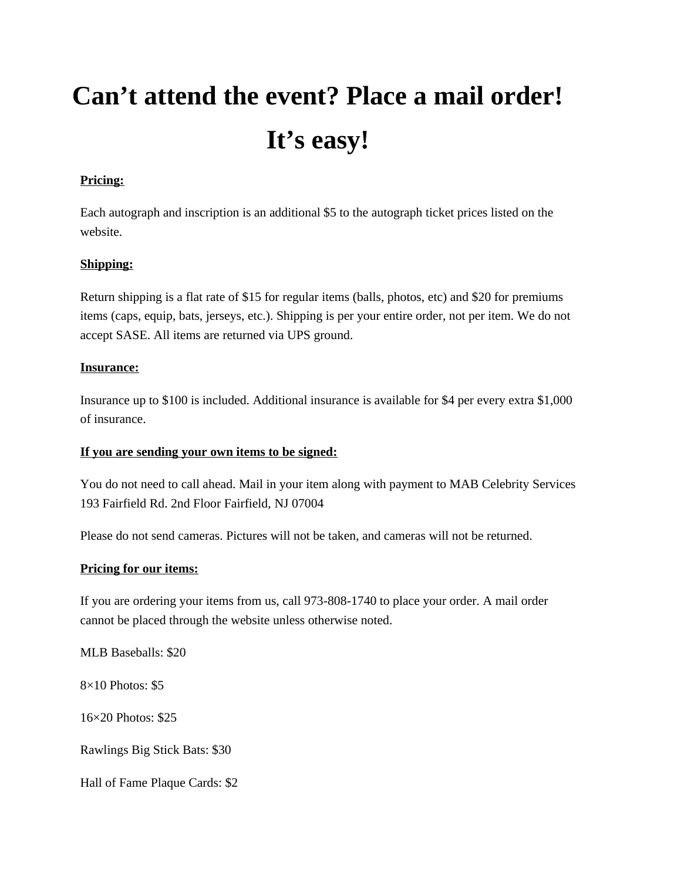# Can’t attend the event? Place a mail order! It’s easy!

**Pricing:**

Each autograph and inscription is an additional $5 to the autograph ticket prices listed on the website.

**Shipping:**

Return shipping is a flat rate of $15 for regular items (balls, photos, etc) and $20 for premiums items (caps, equip, bats, jerseys, etc.). Shipping is per your entire order, not per item. We do not accept SASE. All items are returned via UPS ground.

**Insurance:**

Insurance up to $100 is included. Additional insurance is available for $4 per every extra $1,000 of insurance.

**If you are sending your own items to be signed:**

You do not need to call ahead. Mail in your item along with payment to MAB Celebrity Services 193 Fairfield Rd. 2nd Floor Fairfield, NJ 07004

Please do not send cameras. Pictures will not be taken, and cameras will not be returned.

**Pricing for our items:**

If you are ordering your items from us, call 973-808-1740 to place your order. A mail order cannot be placed through the website unless otherwise noted.

MLB Baseballs: $20

8×10 Photos: $5

16×20 Photos: $25

Rawlings Big Stick Bats: $30

Hall of Fame Plaque Cards: $2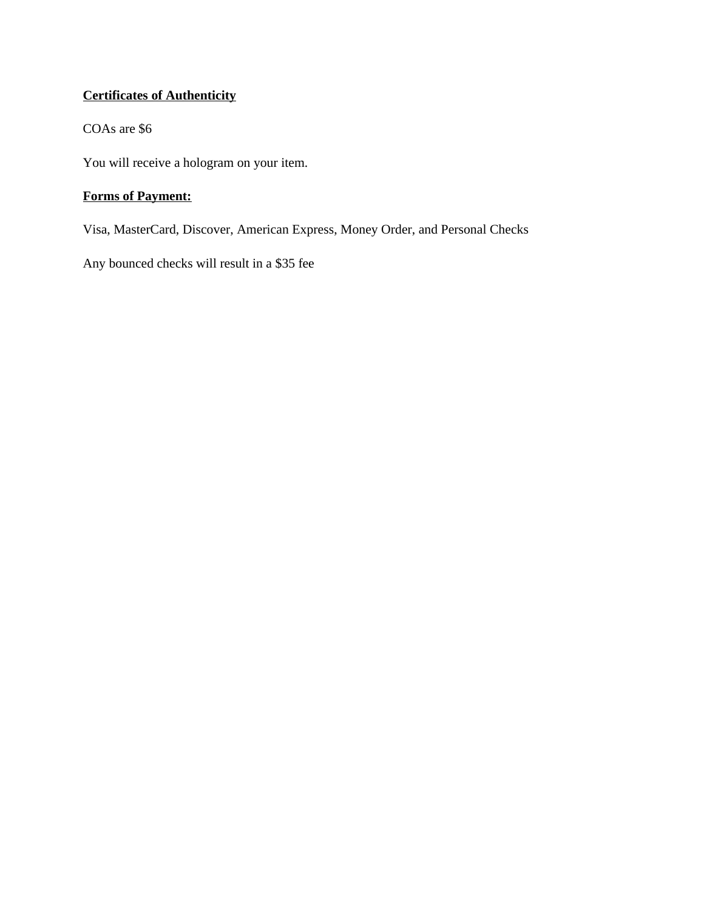**Certificates of Authenticity**

COAs are $6

You will receive a hologram on your item.

**Forms of Payment:**

Visa, MasterCard, Discover, American Express, Money Order, and Personal Checks

Any bounced checks will result in a $35 fee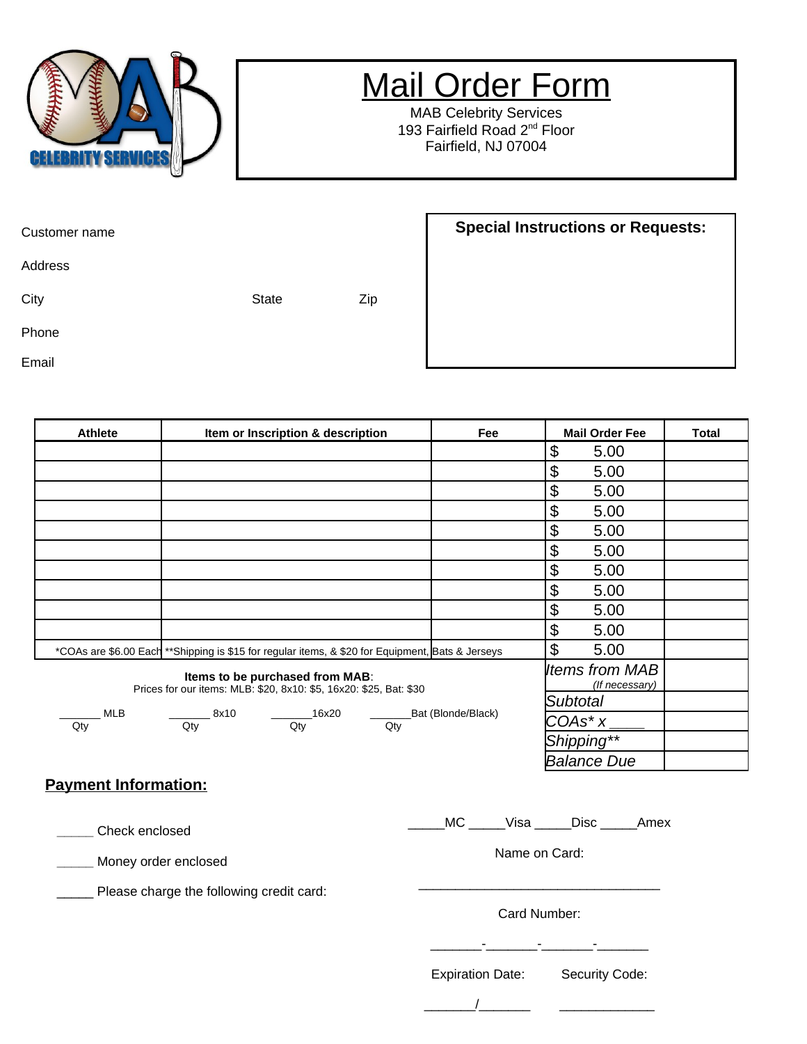# Mail Order Form

MAB Celebrity Services
193 Fairfield Road 2nd Floor
Fairfield, NJ 07004

Customer name

Address

City State Zip

Phone

Email

**Special Instructions or Requests:**

| Athlete | Item or Inscription & description | Fee | Mail Order Fee | Total |
|---|---|---|---|---|
| | | | $ 5.00 | |
| | | | $ 5.00 | |
| | | | $ 5.00 | |
| | | | $ 5.00 | |
| | | | $ 5.00 | |
| | | | $ 5.00 | |
| | | | $ 5.00 | |
| | | | $ 5.00 | |
| | | | $ 5.00 | |
| | | | $ 5.00 | |
| *COAs are $6.00 Each | **Shipping is $15 for regular items, & $20 for Equipment, Bats & Jerseys | | $ 5.00 | |
| | | | *Items from MAB (If necessary)* | |
| | | | *Subtotal* | |
| | | | *COAs* x _____* | |
| | | | *Shipping*** | |
| | | | *Balance Due* | |

**Items to be purchased from MAB**:
Prices for our items: MLB: $20, 8x10: $5, 16x20: $25, Bat: $30

_______ MLB (Qty) _______ 8x10 (Qty) _______16x20 (Qty) _______Bat (Blonde/Black) (Qty)

## Payment Information:

_____ Check enclosed

_____ Money order enclosed

_____ Please charge the following credit card:

_____MC _____Visa _____Disc _____Amex

Name on Card:

_________________________________

Card Number:

_______-_______-_______-_______

Expiration Date: Security Code:

_______/_______ _____________